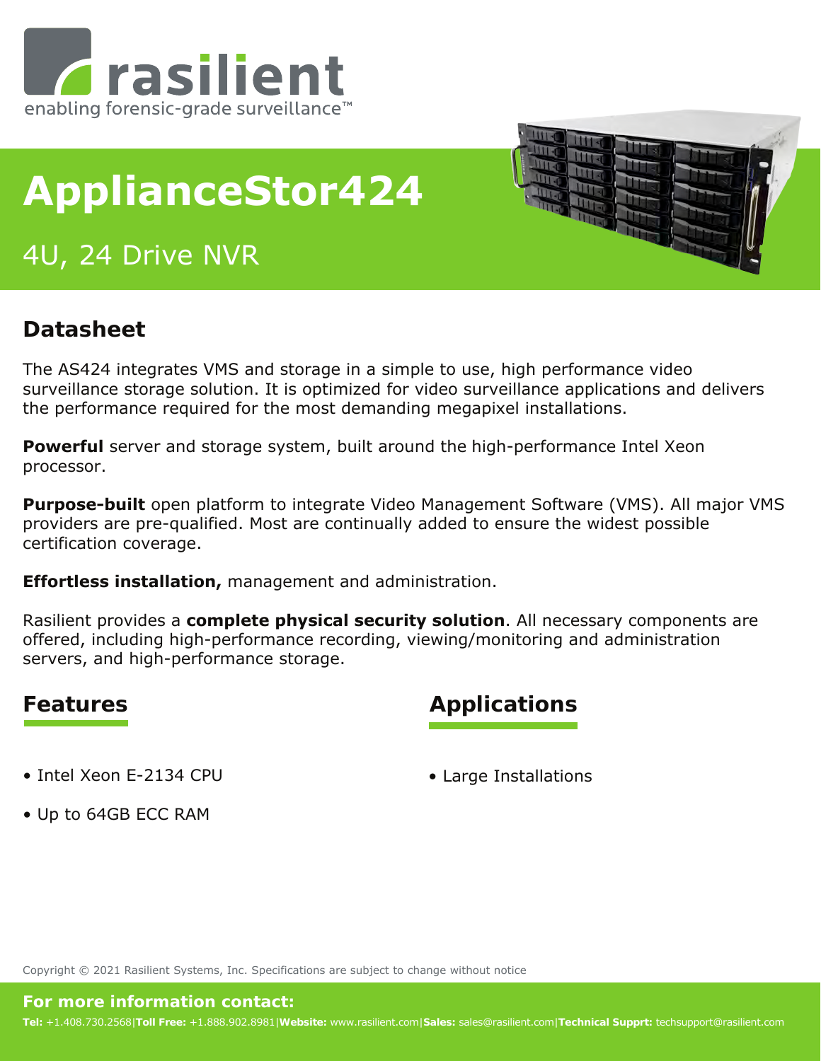rasilient

enabling forensic-grade surveillance™

# ApplianceStor424

## 4U, 24 Drive NVR

## Datasheet

The AS424 integrates VMS and storage in a simple to use, high performance video surveillance storage solution. It is optimized for video surveillance applications and delivers the performance required for the most demanding megapixel installations.

**Powerful** server and storage system, built around the high-performance Intel Xeon processor.

**Purpose-built** open platform to integrate Video Management Software (VMS). All major VMS providers are pre-qualified. Most are continually added to ensure the widest possible certification coverage.

**Effortless installation,** management and administration.

Rasilient provides a **complete physical security solution**. All necessary components are offered, including high-performance recording, viewing/monitoring and administration servers, and high-performance storage.

## Features

- Intel Xeon E-2134 CPU
- Up to 64GB ECC RAM

## Applications

- Large Installations

Copyright © 2021 Rasilient Systems, Inc. Specifications are subject to change without notice

**For more information contact:**

**Tel:** +1.408.730.2568|**Toll Free:** +1.888.902.8981|**Website:** www.rasilient.com|**Sales:** sales@rasilient.com|**Technical Supprt:** techsupport@rasilient.com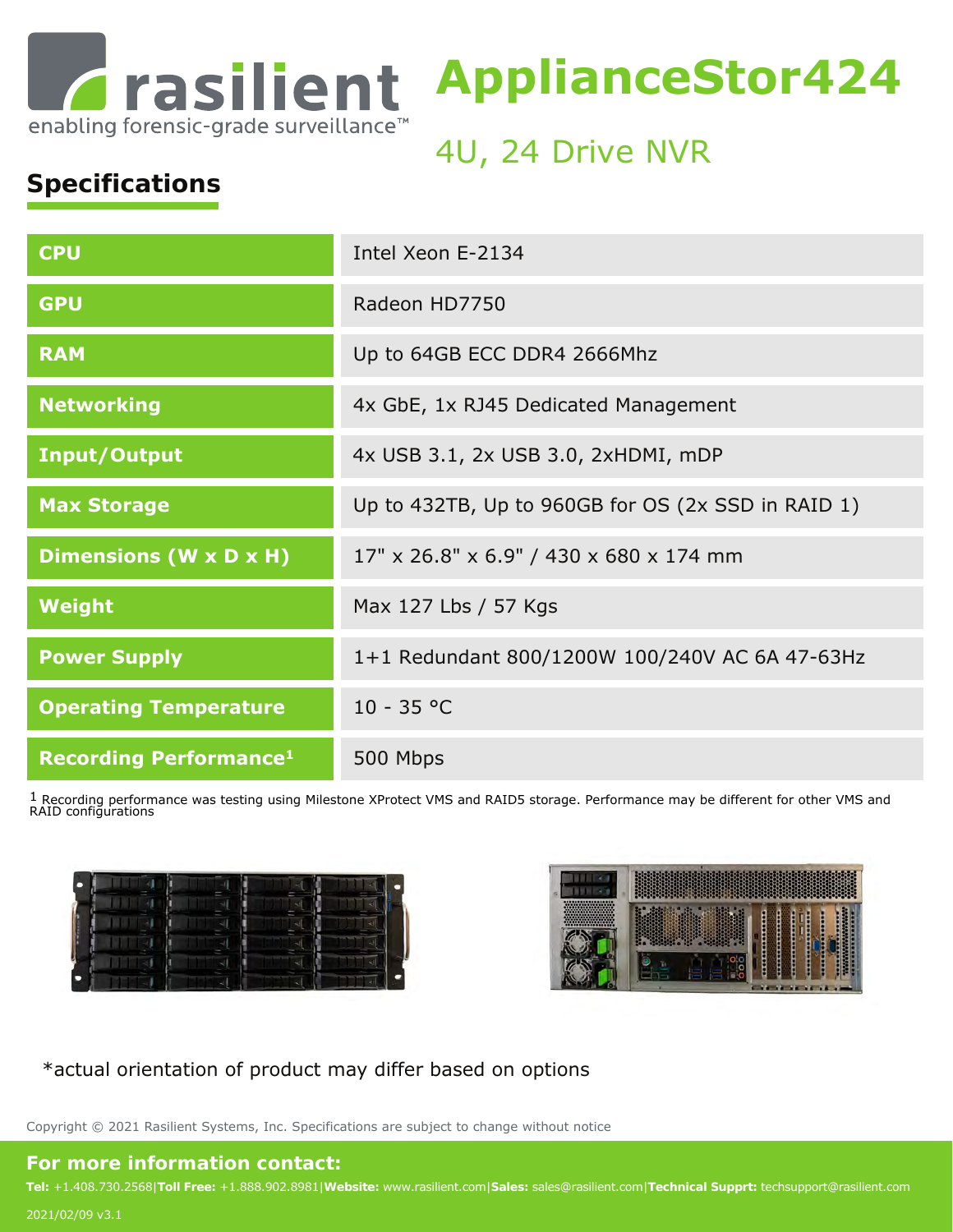rasilient

enabling forensic-grade surveillance™

# ApplianceStor424

## 4U, 24 Drive NVR

## Specifications

| | |
|---|---|
| **CPU** | Intel Xeon E-2134 |
| **GPU** | Radeon HD7750 |
| **RAM** | Up to 64GB ECC DDR4 2666Mhz |
| **Networking** | 4x GbE, 1x RJ45 Dedicated Management |
| **Input/Output** | 4x USB 3.1, 2x USB 3.0, 2xHDMI, mDP |
| **Max Storage** | Up to 432TB, Up to 960GB for OS (2x SSD in RAID 1) |
| **Dimensions (W x D x H)** | 17" x 26.8" x 6.9" / 430 x 680 x 174 mm |
| **Weight** | Max 127 Lbs / 57 Kgs |
| **Power Supply** | 1+1 Redundant 800/1200W 100/240V AC 6A 47-63Hz |
| **Operating Temperature** | 10 - 35 °C |
| **Recording Performance[1]** | 500 Mbps |

[1] Recording performance was testing using Milestone XProtect VMS and RAID5 storage. Performance may be different for other VMS and RAID configurations

*actual orientation of product may differ based on options

Copyright © 2021 Rasilient Systems, Inc. Specifications are subject to change without notice

**For more information contact:**

**Tel:** +1.408.730.2568|**Toll Free:** +1.888.902.8981|**Website:** www.rasilient.com|**Sales:** sales@rasilient.com|**Technical Supprt:** techsupport@rasilient.com

2021/02/09 v3.1